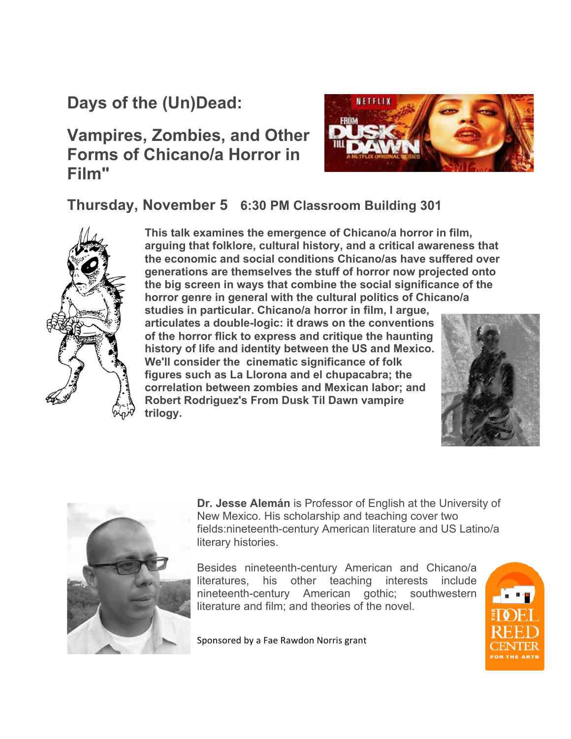# Days of the (Un)Dead:

## Vampires, Zombies, and Other Forms of Chicano/a Horror in Film"

### Thursday, November 5 6:30 PM Classroom Building 301

**This talk examines the emergence of Chicano/a horror in film, arguing that folklore, cultural history, and a critical awareness that the economic and social conditions Chicano/as have suffered over generations are themselves the stuff of horror now projected onto the big screen in ways that combine the social significance of the horror genre in general with the cultural politics of Chicano/a studies in particular. Chicano/a horror in film, I argue, articulates a double-logic: it draws on the conventions of the horror flick to express and critique the haunting history of life and identity between the US and Mexico. We'll consider the cinematic significance of folk figures such as La Llorona and el chupacabra; the correlation between zombies and Mexican labor; and Robert Rodriguez's From Dusk Til Dawn vampire trilogy.**

**Dr. Jesse Alemán** is Professor of English at the University of New Mexico. His scholarship and teaching cover two fields:nineteenth-century American literature and US Latino/a literary histories.

Besides nineteenth-century American and Chicano/a literatures, his other teaching interests include nineteenth-century American gothic; southwestern literature and film; and theories of the novel.

Sponsored by a Fae Rawdon Norris grant

THE DOEL REED CENTER FOR THE ARTS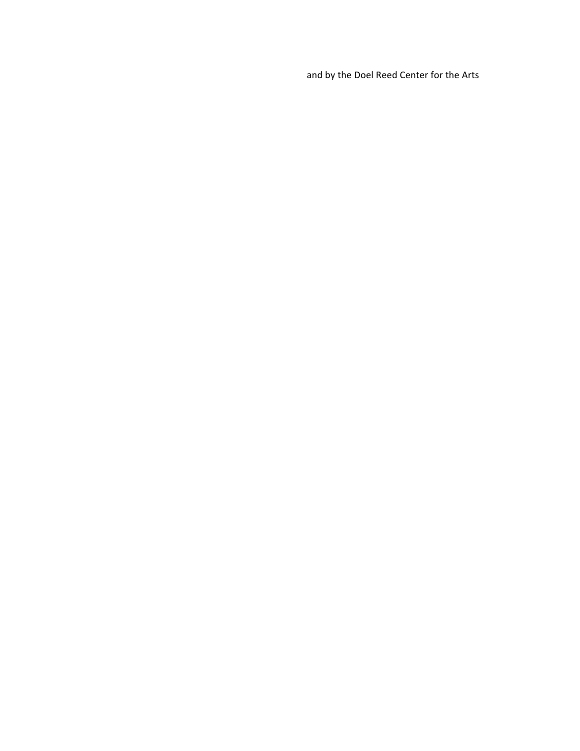and by the Doel Reed Center for the Arts